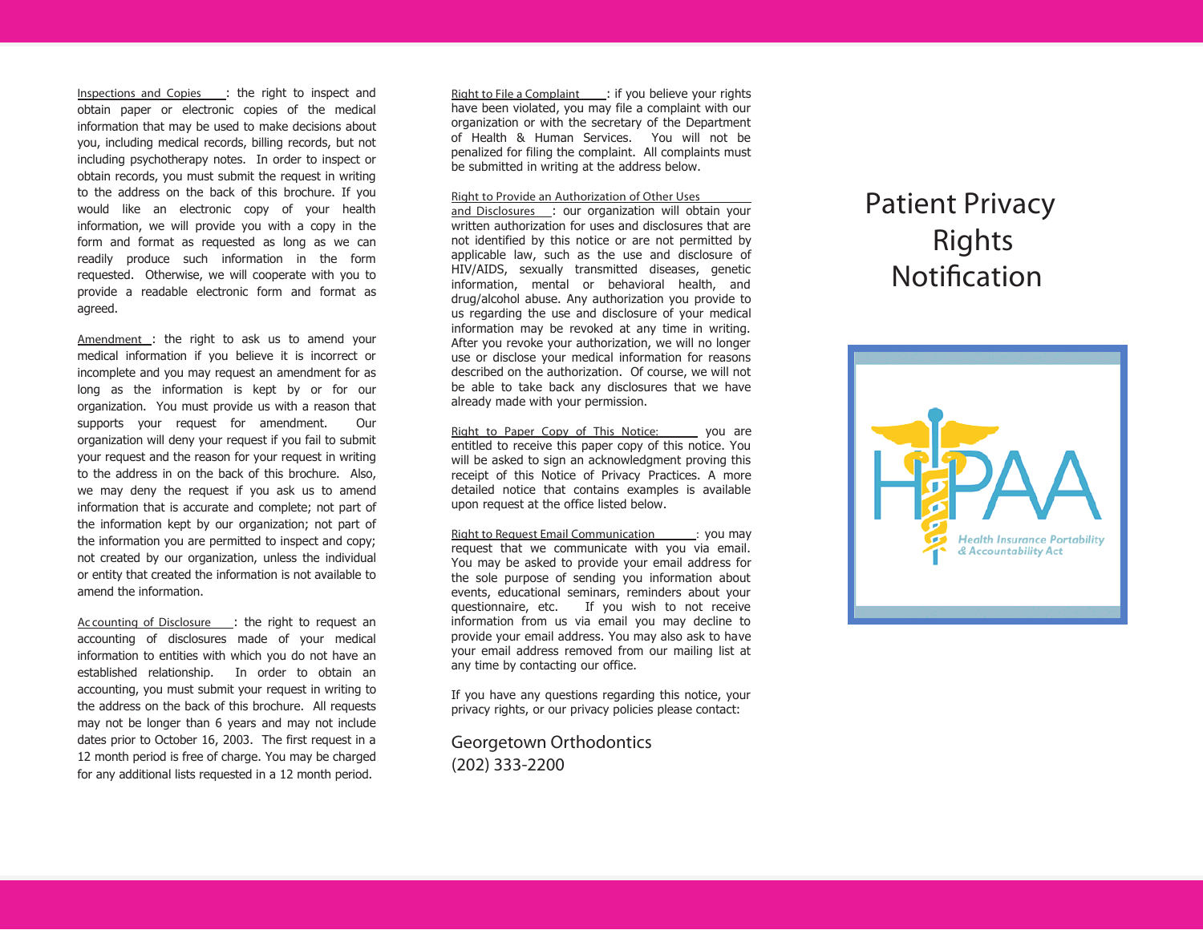Inspections and Copies: the right to inspect and obtain paper or electronic copies of the medical information that may be used to make decisions about you, including medical records, billing records, but not including psychotherapy notes. In order to inspect or obtain records, you must submit the request in writing to the address on the back of this brochure. If you would like an electronic copy of your health information, we will provide you with a copy in the form and format as requested as long as we can readily produce such information in the form requested. Otherwise, we will cooperate with you to provide a readable electronic form and format as agreed.

Amendment: the right to ask us to amend your medical information if you believe it is incorrect or incomplete and you may request an amendment for as long as the information is kept by or for our organization. You must provide us with a reason that supports your request for amendment. Our organization will deny your request if you fail to submit your request and the reason for your request in writing to the address in on the back of this brochure. Also, we may deny the request if you ask us to amend information that is accurate and complete; not part of the information kept by our organization; not part of the information you are permitted to inspect and copy; not created by our organization, unless the individual or entity that created the information is not available to amend the information.

Accounting of Disclosure: the right to request an accounting of disclosures made of your medical information to entities with which you do not have an established relationship. In order to obtain an accounting, you must submit your request in writing to the address on the back of this brochure. All requests may not be longer than 6 years and may not include dates prior to October 16, 2003. The first request in a 12 month period is free of charge. You may be charged for any additional lists requested in a 12 month period.

Right to File a Complaint: if you believe your rights have been violated, you may file a complaint with our organization or with the secretary of the Department of Health & Human Services. You will not be penalized for filing the complaint. All complaints must be submitted in writing at the address below.

Right to Provide an Authorization of Other Uses and Disclosures: our organization will obtain your written authorization for uses and disclosures that are not identified by this notice or are not permitted by applicable law, such as the use and disclosure of HIV/AIDS, sexually transmitted diseases, genetic information, mental or behavioral health, and drug/alcohol abuse. Any authorization you provide to us regarding the use and disclosure of your medical information may be revoked at any time in writing. After you revoke your authorization, we will no longer use or disclose your medical information for reasons described on the authorization. Of course, we will not be able to take back any disclosures that we have already made with your permission.

Right to Paper Copy of This Notice: you are entitled to receive this paper copy of this notice. You will be asked to sign an acknowledgment proving this receipt of this Notice of Privacy Practices. A more detailed notice that contains examples is available upon request at the office listed below.

Right to Request Email Communication: you may request that we communicate with you via email. You may be asked to provide your email address for the sole purpose of sending you information about events, educational seminars, reminders about your questionnaire, etc. If you wish to not receive information from us via email you may decline to provide your email address. You may also ask to have your email address removed from our mailing list at any time by contacting our office.

If you have any questions regarding this notice, your privacy rights, or our privacy policies please contact:

Georgetown Orthodontics
(202) 333-2200

# Patient Privacy Rights Notification

HIPAA
*Health Insurance Portability & Accountability Act*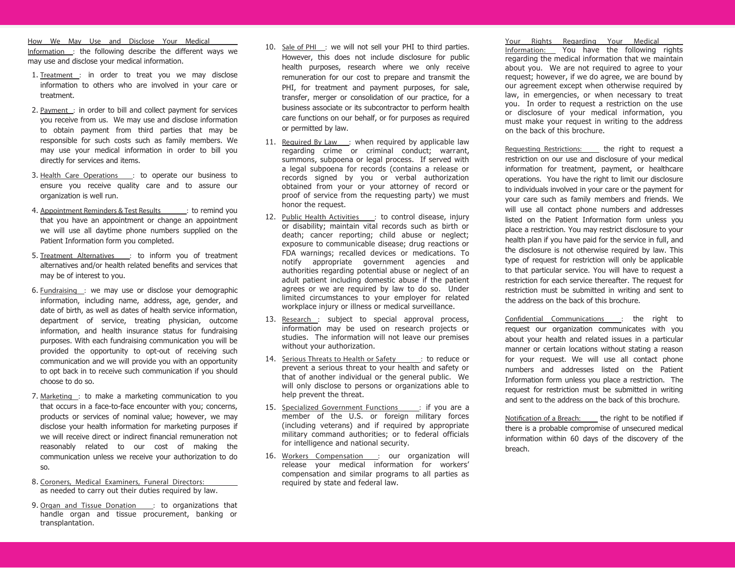How We May Use and Disclose Your Medical Information: the following describe the different ways we may use and disclose your medical information.

1. Treatment: in order to treat you we may disclose information to others who are involved in your care or treatment.
2. Payment: in order to bill and collect payment for services you receive from us. We may use and disclose information to obtain payment from third parties that may be responsible for such costs such as family members. We may use your medical information in order to bill you directly for services and items.
3. Health Care Operations: to operate our business to ensure you receive quality care and to assure our organization is well run.
4. Appointment Reminders & Test Results: to remind you that you have an appointment or change an appointment we will use all daytime phone numbers supplied on the Patient Information form you completed.
5. Treatment Alternatives: to inform you of treatment alternatives and/or health related benefits and services that may be of interest to you.
6. Fundraising: we may use or disclose your demographic information, including name, address, age, gender, and date of birth, as well as dates of health service information, department of service, treating physician, outcome information, and health insurance status for fundraising purposes. With each fundraising communication you will be provided the opportunity to opt-out of receiving such communication and we will provide you with an opportunity to opt back in to receive such communication if you should choose to do so.
7. Marketing: to make a marketing communication to you that occurs in a face-to-face encounter with you; concerns, products or services of nominal value; however, we may disclose your health information for marketing purposes if we will receive direct or indirect financial remuneration not reasonably related to our cost of making the communication unless we receive your authorization to do so.
8. Coroners, Medical Examiners, Funeral Directors: as needed to carry out their duties required by law.
9. Organ and Tissue Donation: to organizations that handle organ and tissue procurement, banking or transplantation.
10. Sale of PHI: we will not sell your PHI to third parties. However, this does not include disclosure for public health purposes, research where we only receive remuneration for our cost to prepare and transmit the PHI, for treatment and payment purposes, for sale, transfer, merger or consolidation of our practice, for a business associate or its subcontractor to perform health care functions on our behalf, or for purposes as required or permitted by law.
11. Required By Law: when required by applicable law regarding crime or criminal conduct; warrant, summons, subpoena or legal process. If served with a legal subpoena for records (contains a release or records signed by you or verbal authorization obtained from your or your attorney of record or proof of service from the requesting party) we must honor the request.
12. Public Health Activities: to control disease, injury or disability; maintain vital records such as birth or death; cancer reporting; child abuse or neglect; exposure to communicable disease; drug reactions or FDA warnings; recalled devices or medications. To notify appropriate government agencies and authorities regarding potential abuse or neglect of an adult patient including domestic abuse if the patient agrees or we are required by law to do so. Under limited circumstances to your employer for related workplace injury or illness or medical surveillance.
13. Research: subject to special approval process, information may be used on research projects or studies. The information will not leave our premises without your authorization.
14. Serious Threats to Health or Safety: to reduce or prevent a serious threat to your health and safety or that of another individual or the general public. We will only disclose to persons or organizations able to help prevent the threat.
15. Specialized Government Functions: if you are a member of the U.S. or foreign military forces (including veterans) and if required by appropriate military command authorities; or to federal officials for intelligence and national security.
16. Workers Compensation: our organization will release your medical information for workers' compensation and similar programs to all parties as required by state and federal law.

Your Rights Regarding Your Medical Information: You have the following rights regarding the medical information that we maintain about you. We are not required to agree to your request; however, if we do agree, we are bound by our agreement except when otherwise required by law, in emergencies, or when necessary to treat you. In order to request a restriction on the use or disclosure of your medical information, you must make your request in writing to the address on the back of this brochure.

Requesting Restrictions: the right to request a restriction on our use and disclosure of your medical information for treatment, payment, or healthcare operations. You have the right to limit our disclosure to individuals involved in your care or the payment for your care such as family members and friends. We will use all contact phone numbers and addresses listed on the Patient Information form unless you place a restriction. You may restrict disclosure to your health plan if you have paid for the service in full, and the disclosure is not otherwise required by law. This type of request for restriction will only be applicable to that particular service. You will have to request a restriction for each service thereafter. The request for restriction must be submitted in writing and sent to the address on the back of this brochure.

Confidential Communications: the right to request our organization communicates with you about your health and related issues in a particular manner or certain locations without stating a reason for your request. We will use all contact phone numbers and addresses listed on the Patient Information form unless you place a restriction. The request for restriction must be submitted in writing and sent to the address on the back of this brochure.

Notification of a Breach: the right to be notified if there is a probable compromise of unsecured medical information within 60 days of the discovery of the breach.